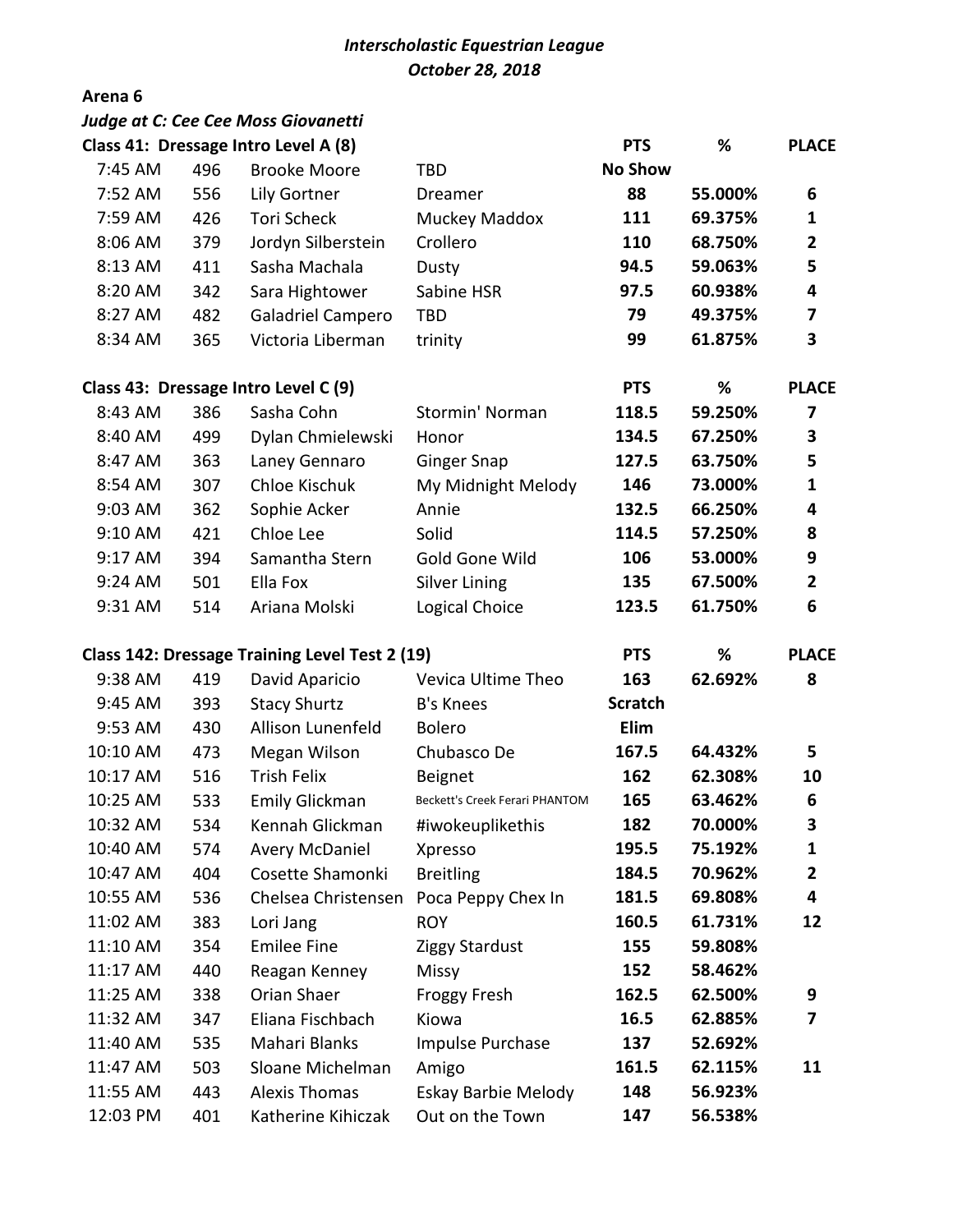*Interscholastic Equestrian League*
*October 28, 2018*

**Arena 6**

***Judge at C: Cee Cee Moss Giovanetti***

**Class 41: Dressage Intro Level A (8)**

| Time | No. | Rider | Horse | PTS | % | PLACE |
|---|---|---|---|---|---|---|
| 7:45 AM | 496 | Brooke Moore | TBD | **No Show** | | |
| 7:52 AM | 556 | Lily Gortner | Dreamer | **88** | **55.000%** | **6** |
| 7:59 AM | 426 | Tori Scheck | Muckey Maddox | **111** | **69.375%** | **1** |
| 8:06 AM | 379 | Jordyn Silberstein | Crollero | **110** | **68.750%** | **2** |
| 8:13 AM | 411 | Sasha Machala | Dusty | **94.5** | **59.063%** | **5** |
| 8:20 AM | 342 | Sara Hightower | Sabine HSR | **97.5** | **60.938%** | **4** |
| 8:27 AM | 482 | Galadriel Campero | TBD | **79** | **49.375%** | **7** |
| 8:34 AM | 365 | Victoria Liberman | trinity | **99** | **61.875%** | **3** |

**Class 43: Dressage Intro Level C (9)**

| Time | No. | Rider | Horse | PTS | % | PLACE |
|---|---|---|---|---|---|---|
| 8:43 AM | 386 | Sasha Cohn | Stormin' Norman | **118.5** | **59.250%** | **7** |
| 8:40 AM | 499 | Dylan Chmielewski | Honor | **134.5** | **67.250%** | **3** |
| 8:47 AM | 363 | Laney Gennaro | Ginger Snap | **127.5** | **63.750%** | **5** |
| 8:54 AM | 307 | Chloe Kischuk | My Midnight Melody | **146** | **73.000%** | **1** |
| 9:03 AM | 362 | Sophie Acker | Annie | **132.5** | **66.250%** | **4** |
| 9:10 AM | 421 | Chloe Lee | Solid | **114.5** | **57.250%** | **8** |
| 9:17 AM | 394 | Samantha Stern | Gold Gone Wild | **106** | **53.000%** | **9** |
| 9:24 AM | 501 | Ella Fox | Silver Lining | **135** | **67.500%** | **2** |
| 9:31 AM | 514 | Ariana Molski | Logical Choice | **123.5** | **61.750%** | **6** |

**Class 142: Dressage Training Level Test 2 (19)**

| Time | No. | Rider | Horse | PTS | % | PLACE |
|---|---|---|---|---|---|---|
| 9:38 AM | 419 | David Aparicio | Vevica Ultime Theo | **163** | **62.692%** | **8** |
| 9:45 AM | 393 | Stacy Shurtz | B's Knees | **Scratch** | | |
| 9:53 AM | 430 | Allison Lunenfeld | Bolero | **Elim** | | |
| 10:10 AM | 473 | Megan Wilson | Chubasco De | **167.5** | **64.432%** | **5** |
| 10:17 AM | 516 | Trish Felix | Beignet | **162** | **62.308%** | **10** |
| 10:25 AM | 533 | Emily Glickman | Beckett's Creek Ferari PHANTOM | **165** | **63.462%** | **6** |
| 10:32 AM | 534 | Kennah Glickman | #iwokeuplikethis | **182** | **70.000%** | **3** |
| 10:40 AM | 574 | Avery McDaniel | Xpresso | **195.5** | **75.192%** | **1** |
| 10:47 AM | 404 | Cosette Shamonki | Breitling | **184.5** | **70.962%** | **2** |
| 10:55 AM | 536 | Chelsea Christensen | Poca Peppy Chex In | **181.5** | **69.808%** | **4** |
| 11:02 AM | 383 | Lori Jang | ROY | **160.5** | **61.731%** | **12** |
| 11:10 AM | 354 | Emilee Fine | Ziggy Stardust | **155** | **59.808%** | |
| 11:17 AM | 440 | Reagan Kenney | Missy | **152** | **58.462%** | |
| 11:25 AM | 338 | Orian Shaer | Froggy Fresh | **162.5** | **62.500%** | **9** |
| 11:32 AM | 347 | Eliana Fischbach | Kiowa | **16.5** | **62.885%** | **7** |
| 11:40 AM | 535 | Mahari Blanks | Impulse Purchase | **137** | **52.692%** | |
| 11:47 AM | 503 | Sloane Michelman | Amigo | **161.5** | **62.115%** | **11** |
| 11:55 AM | 443 | Alexis Thomas | Eskay Barbie Melody | **148** | **56.923%** | |
| 12:03 PM | 401 | Katherine Kihiczak | Out on the Town | **147** | **56.538%** | |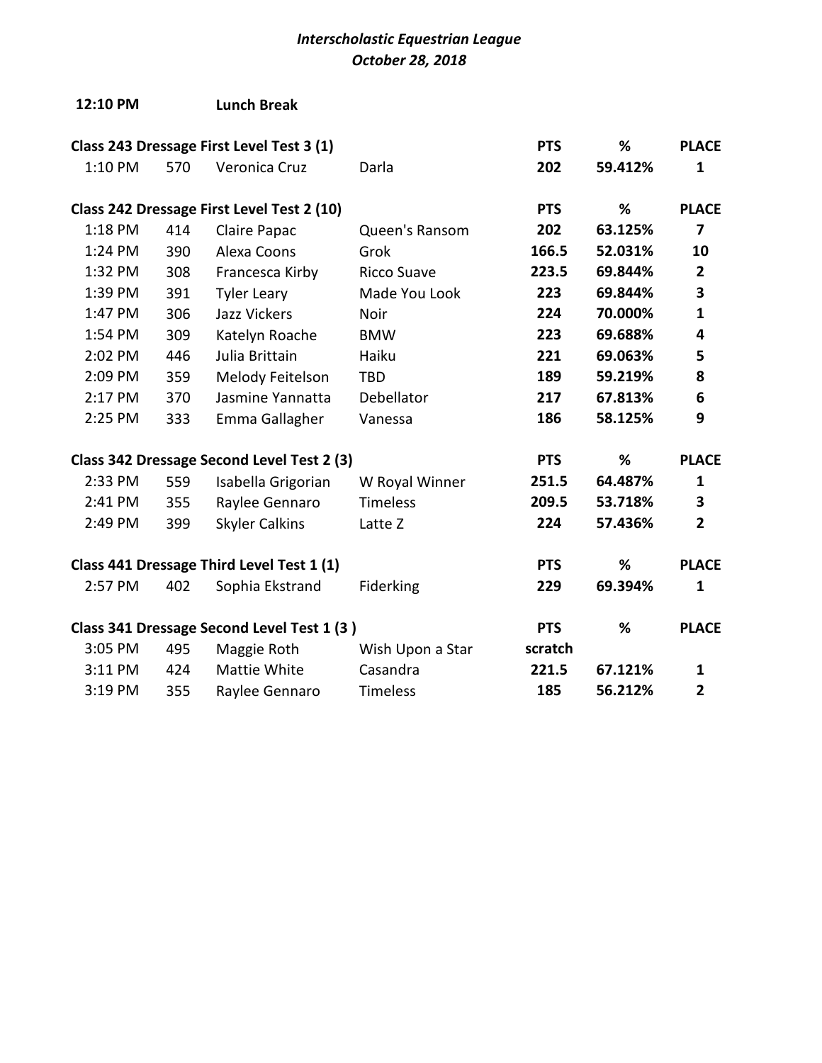*Interscholastic Equestrian League*
*October 28, 2018*

**12:10 PM** **Lunch Break**

| Class 243 Dressage First Level Test 3 (1) | | | | PTS | % | PLACE |
|---|---|---|---|---|---|---|
| 1:10 PM | 570 | Veronica Cruz | Darla | **202** | **59.412%** | **1** |

| Class 242 Dressage First Level Test 2 (10) | | | | PTS | % | PLACE |
|---|---|---|---|---|---|---|
| 1:18 PM | 414 | Claire Papac | Queen's Ransom | **202** | **63.125%** | **7** |
| 1:24 PM | 390 | Alexa Coons | Grok | **166.5** | **52.031%** | **10** |
| 1:32 PM | 308 | Francesca Kirby | Ricco Suave | **223.5** | **69.844%** | **2** |
| 1:39 PM | 391 | Tyler Leary | Made You Look | **223** | **69.844%** | **3** |
| 1:47 PM | 306 | Jazz Vickers | Noir | **224** | **70.000%** | **1** |
| 1:54 PM | 309 | Katelyn Roache | BMW | **223** | **69.688%** | **4** |
| 2:02 PM | 446 | Julia Brittain | Haiku | **221** | **69.063%** | **5** |
| 2:09 PM | 359 | Melody Feitelson | TBD | **189** | **59.219%** | **8** |
| 2:17 PM | 370 | Jasmine Yannatta | Debellator | **217** | **67.813%** | **6** |
| 2:25 PM | 333 | Emma Gallagher | Vanessa | **186** | **58.125%** | **9** |

| Class 342 Dressage Second Level Test 2 (3) | | | | PTS | % | PLACE |
|---|---|---|---|---|---|---|
| 2:33 PM | 559 | Isabella Grigorian | W Royal Winner | **251.5** | **64.487%** | **1** |
| 2:41 PM | 355 | Raylee Gennaro | Timeless | **209.5** | **53.718%** | **3** |
| 2:49 PM | 399 | Skyler Calkins | Latte Z | **224** | **57.436%** | **2** |

| Class 441 Dressage Third Level Test 1 (1) | | | | PTS | % | PLACE |
|---|---|---|---|---|---|---|
| 2:57 PM | 402 | Sophia Ekstrand | Fiderking | **229** | **69.394%** | **1** |

| Class 341 Dressage Second Level Test 1 (3 ) | | | | PTS | % | PLACE |
|---|---|---|---|---|---|---|
| 3:05 PM | 495 | Maggie Roth | Wish Upon a Star | **scratch** | | |
| 3:11 PM | 424 | Mattie White | Casandra | **221.5** | **67.121%** | **1** |
| 3:19 PM | 355 | Raylee Gennaro | Timeless | **185** | **56.212%** | **2** |